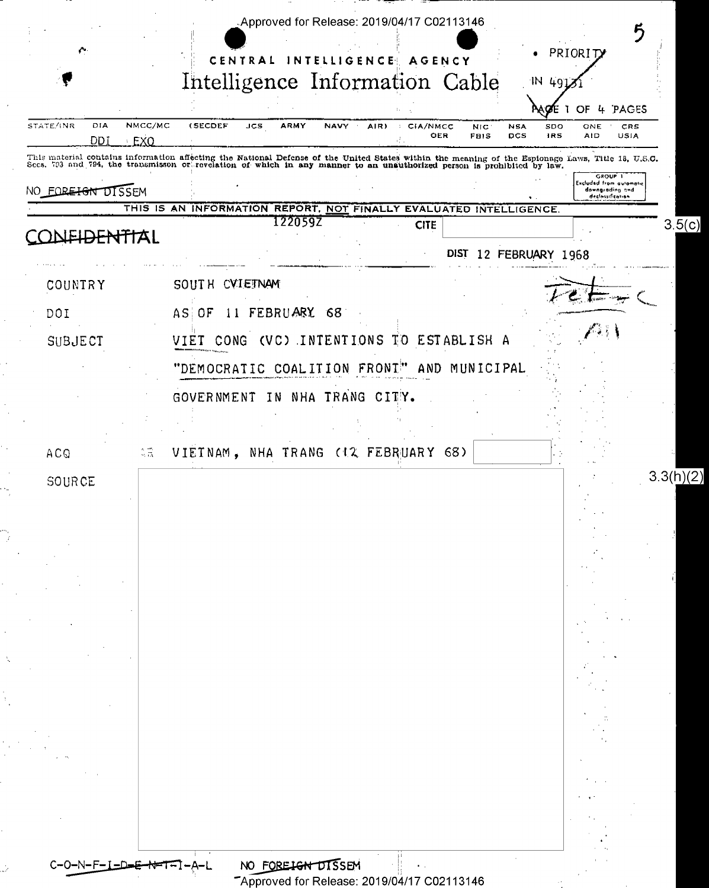CENTRAL INTELLIGENCE AGENCY

# Intelligence Information Cable

PRIORITY

IN 49131

| STATE/INR | DIA | NMCC/MC | (SECDEF | JCS | ARMY | NAVY | AIR) | CIA/NMCC | NIC | NSA | SDO | ONE | CRS |
|---|---|---|---|---|---|---|---|---|---|---|---|---|---|
| | DDI | EXO | | | | | | OER | FBIS | DCS | IRS | AID | USIA |

This material contains information affecting the National Defense of the United States within the meaning of the Espionage Laws, Title 18, U.S.C. Secs. 793 and 794, the transmisson or revelation of which in any manner to an unauthorized person is prohibited by law.

NO FOREIGN DISSEM

GROUP 1 Excluded from automatic downgrading and declassification

THIS IS AN INFORMATION REPORT, NOT FINALLY EVALUATED INTELLIGENCE.

CONFIDENTIAL

122059Z

CITE [redacted] 3.5(c)

DIST 12 FEBRUARY 1968

COUNTRY SOUTH CVIETNAM

DOI AS OF 11 FEBRUARY 68

SUBJECT VIET CONG (VC) INTENTIONS TO ESTABLISH A "DEMOCRATIC COALITION FRONT" AND MUNICIPAL GOVERNMENT IN NHA TRANG CITY.

ACQ VIETNAM, NHA TRANG (12 FEBRUARY 68) [redacted]

SOURCE [redacted] 3.3(h)(2)

C-O-N-F-I-D-E-N-T-I-A-L NO FOREIGN DISSEM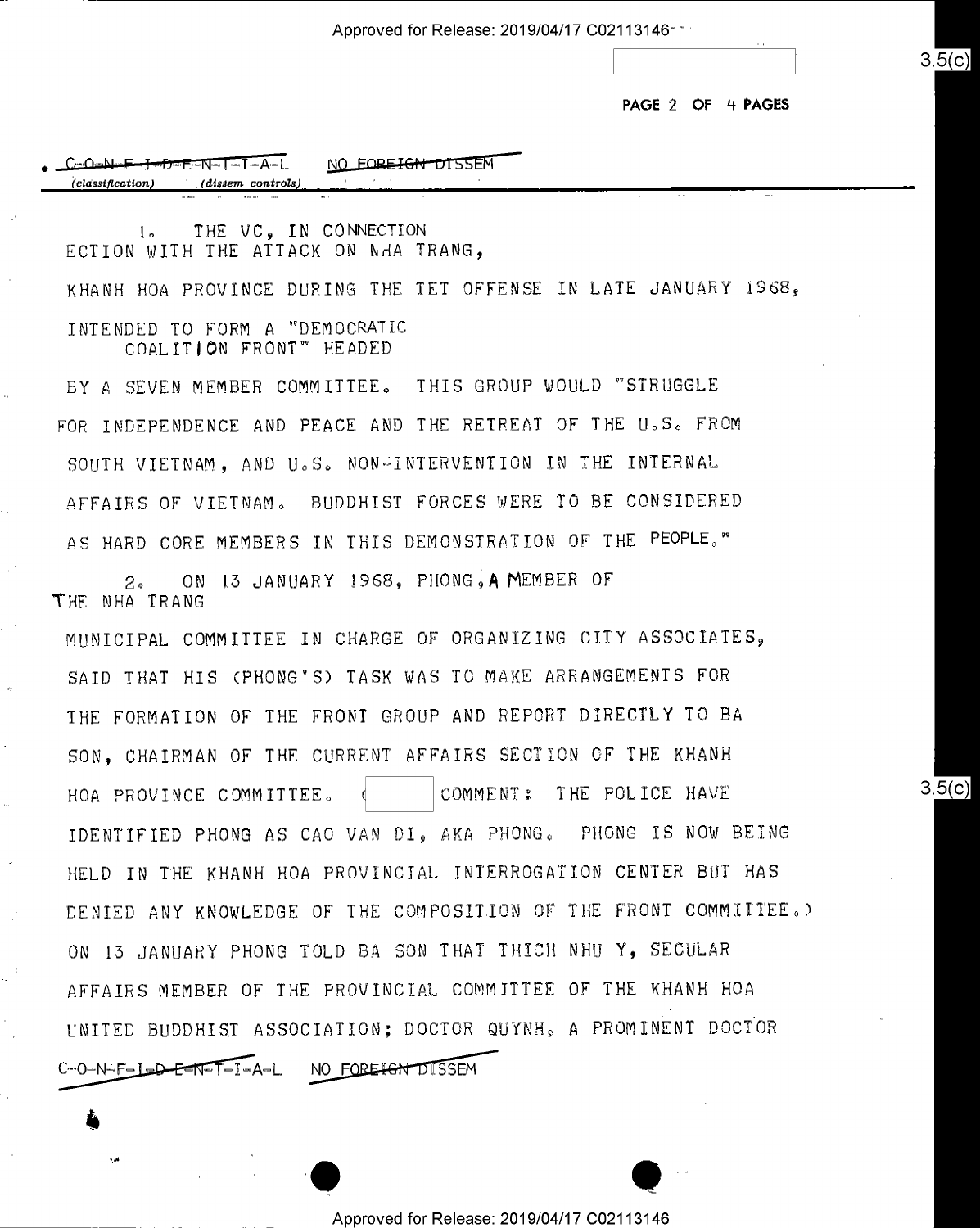C-O-N-F-I-D-E-N-T-I-A-L NO FOREIGN DISSEM

1. THE VC, IN CONNECTION ECTION WITH THE ATTACK ON NHA TRANG, KHANH HOA PROVINCE DURING THE TET OFFENSE IN LATE JANUARY 1968, INTENDED TO FORM A "DEMOCRATIC COALITION FRONT" HEADED BY A SEVEN MEMBER COMMITTEE. THIS GROUP WOULD "STRUGGLE FOR INDEPENDENCE AND PEACE AND THE RETREAT OF THE U.S. FROM SOUTH VIETNAM, AND U.S. NON-INTERVENTION IN THE INTERNAL AFFAIRS OF VIETNAM. BUDDHIST FORCES WERE TO BE CONSIDERED AS HARD CORE MEMBERS IN THIS DEMONSTRATION OF THE PEOPLE."

2. ON 13 JANUARY 1968, PHONG, A MEMBER OF THE NHA TRANG MUNICIPAL COMMITTEE IN CHARGE OF ORGANIZING CITY ASSOCIATES, SAID THAT HIS (PHONG'S) TASK WAS TO MAKE ARRANGEMENTS FOR THE FORMATION OF THE FRONT GROUP AND REPORT DIRECTLY TO BA SON, CHAIRMAN OF THE CURRENT AFFAIRS SECTION OF THE KHANH HOA PROVINCE COMMITTEE. ( COMMENT: THE POLICE HAVE IDENTIFIED PHONG AS CAO VAN DI, AKA PHONG. PHONG IS NOW BEING HELD IN THE KHANH HOA PROVINCIAL INTERROGATION CENTER BUT HAS DENIED ANY KNOWLEDGE OF THE COMPOSITION OF THE FRONT COMMITTEE.) ON 13 JANUARY PHONG TOLD BA SON THAT THICH NHU Y, SECULAR AFFAIRS MEMBER OF THE PROVINCIAL COMMITTEE OF THE KHANH HOA UNITED BUDDHIST ASSOCIATION; DOCTOR QUYNH, A PROMINENT DOCTOR

C-O-N-F-I-D-E-N-T-I-A-L NO FOREIGN DISSEM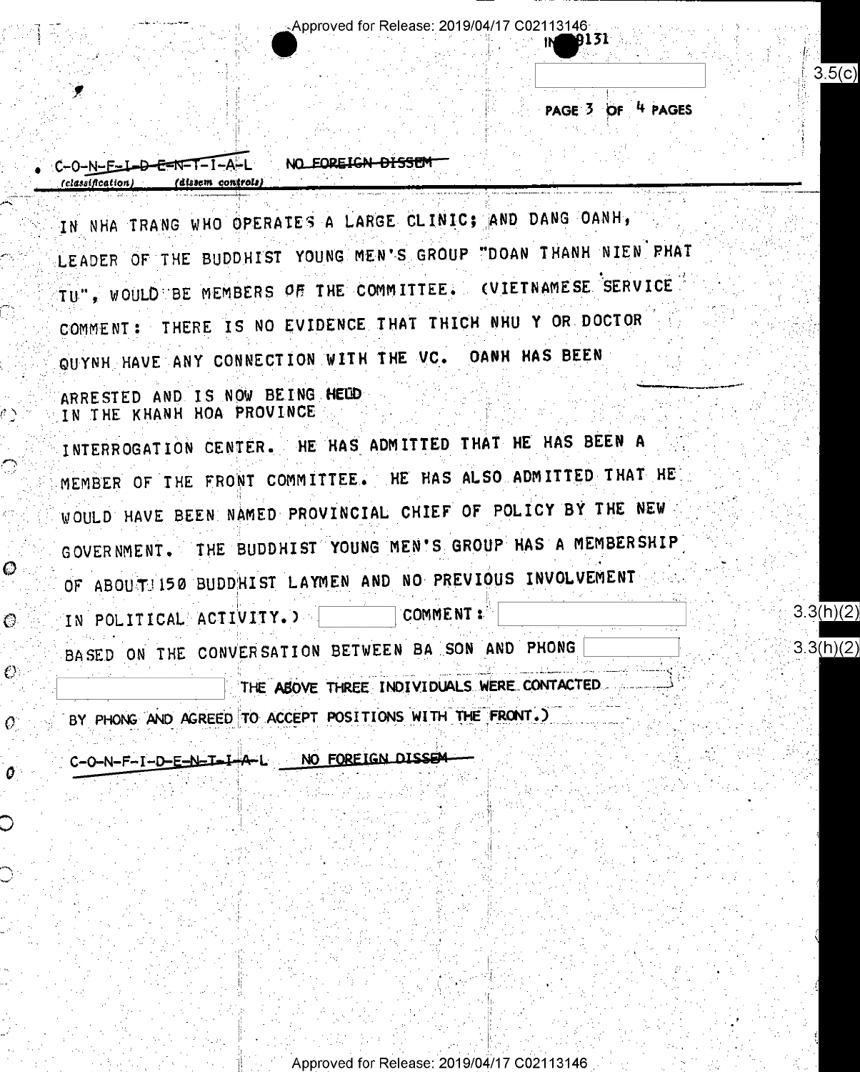C-O-N-F-I-D-E-N-T-I-A-L NO FOREIGN DISSEM

IN NHA TRANG WHO OPERATES A LARGE CLINIC; AND DANG OANH, LEADER OF THE BUDDHIST YOUNG MEN'S GROUP "DOAN THANH NIEN PHAT TU", WOULD BE MEMBERS OF THE COMMITTEE. (VIETNAMESE SERVICE COMMENT: THERE IS NO EVIDENCE THAT THICH NHU Y OR DOCTOR QUYNH HAVE ANY CONNECTION WITH THE VC. OANH HAS BEEN ARRESTED AND IS NOW BEING HELD IN THE KHANH HOA PROVINCE INTERROGATION CENTER. HE HAS ADMITTED THAT HE HAS BEEN A MEMBER OF THE FRONT COMMITTEE. HE HAS ALSO ADMITTED THAT HE WOULD HAVE BEEN NAMED PROVINCIAL CHIEF OF POLICY BY THE NEW GOVERNMENT. THE BUDDHIST YOUNG MEN'S GROUP HAS A MEMBERSHIP OF ABOUT 150 BUDDHIST LAYMEN AND NO PREVIOUS INVOLVEMENT IN POLITICAL ACTIVITY.) [ ] COMMENT: [ ] BASED ON THE CONVERSATION BETWEEN BA SON AND PHONG [ ] [ ] THE ABOVE THREE INDIVIDUALS WERE CONTACTED BY PHONG AND AGREED TO ACCEPT POSITIONS WITH THE FRONT.)

C-O-N-F-I-D-E-N-T-I-A-L NO FOREIGN DISSEM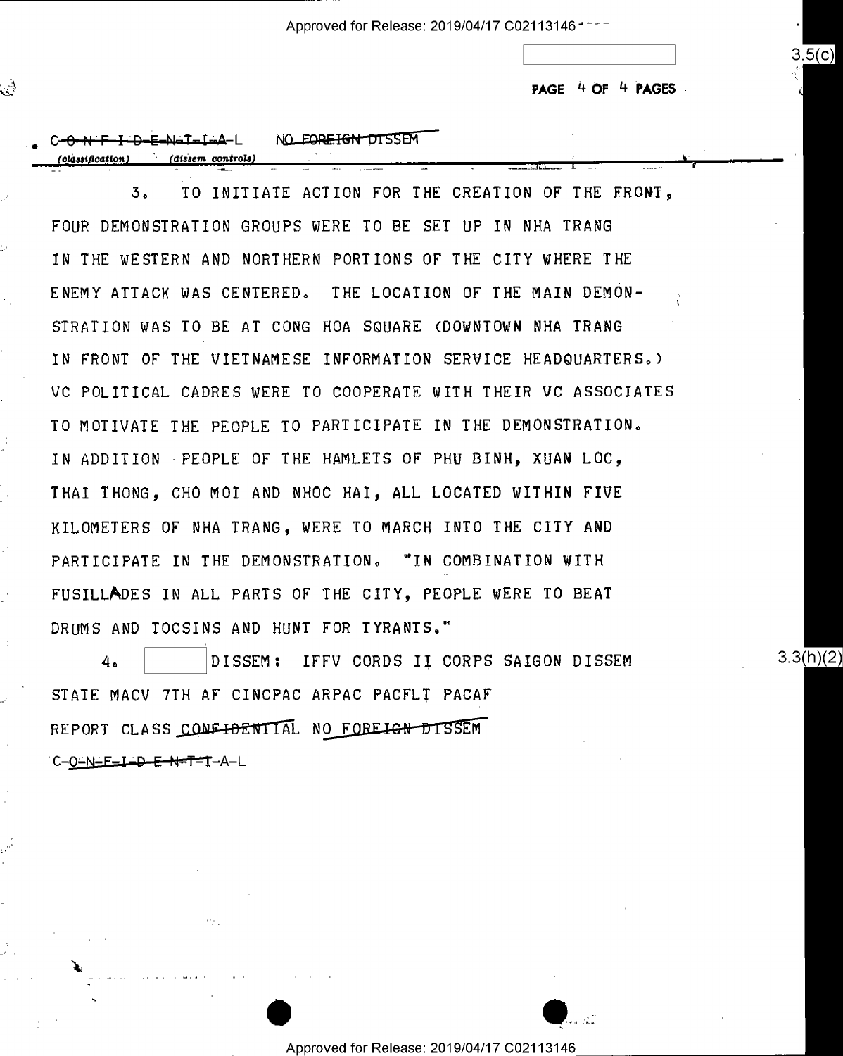C-O-N-F-I-D-E-N-T-I-A-L NO FOREIGN DISSEM

(classification) (dissem controls)

3. TO INITIATE ACTION FOR THE CREATION OF THE FRONT, FOUR DEMONSTRATION GROUPS WERE TO BE SET UP IN NHA TRANG IN THE WESTERN AND NORTHERN PORTIONS OF THE CITY WHERE THE ENEMY ATTACK WAS CENTERED. THE LOCATION OF THE MAIN DEMONSTRATION WAS TO BE AT CONG HOA SQUARE (DOWNTOWN NHA TRANG IN FRONT OF THE VIETNAMESE INFORMATION SERVICE HEADQUARTERS.) VC POLITICAL CADRES WERE TO COOPERATE WITH THEIR VC ASSOCIATES TO MOTIVATE THE PEOPLE TO PARTICIPATE IN THE DEMONSTRATION. IN ADDITION PEOPLE OF THE HAMLETS OF PHU BINH, XUAN LOC, THAI THONG, CHO MOI AND NHOC HAI, ALL LOCATED WITHIN FIVE KILOMETERS OF NHA TRANG, WERE TO MARCH INTO THE CITY AND PARTICIPATE IN THE DEMONSTRATION. "IN COMBINATION WITH FUSILLADES IN ALL PARTS OF THE CITY, PEOPLE WERE TO BEAT DRUMS AND TOCSINS AND HUNT FOR TYRANTS."

4. [ ] DISSEM: IFFV CORDS II CORPS SAIGON DISSEM STATE MACV 7TH AF CINCPAC ARPAC PACFLT PACAF

REPORT CLASS CONFIDENTIAL NO FOREIGN DISSEM

C-O-N-F-I-D-E-N-T-I-A-L

3.5(c)

3.3(h)(2)